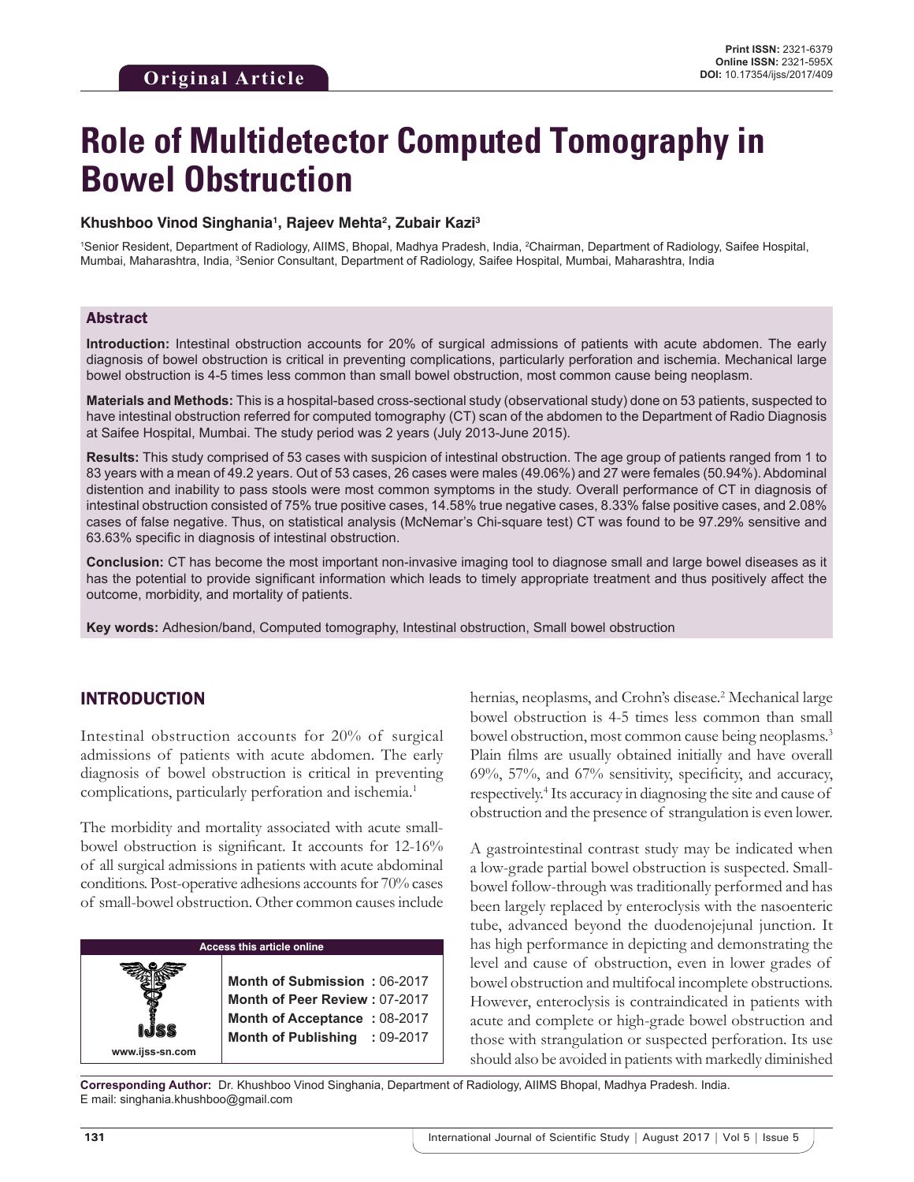Original Article

**Print ISSN:** 2321-6379
**Online ISSN:** 2321-595X
**DOI:** 10.17354/ijss/2017/409

# Role of Multidetector Computed Tomography in Bowel Obstruction

**Khushboo Vinod Singhania[1], Rajeev Mehta[2], Zubair Kazi[3]**

[1]Senior Resident, Department of Radiology, AIIMS, Bhopal, Madhya Pradesh, India, [2]Chairman, Department of Radiology, Saifee Hospital, Mumbai, Maharashtra, India, [3]Senior Consultant, Department of Radiology, Saifee Hospital, Mumbai, Maharashtra, India

## Abstract

**Introduction:** Intestinal obstruction accounts for 20% of surgical admissions of patients with acute abdomen. The early diagnosis of bowel obstruction is critical in preventing complications, particularly perforation and ischemia. Mechanical large bowel obstruction is 4-5 times less common than small bowel obstruction, most common cause being neoplasm.

**Materials and Methods:** This is a hospital-based cross-sectional study (observational study) done on 53 patients, suspected to have intestinal obstruction referred for computed tomography (CT) scan of the abdomen to the Department of Radio Diagnosis at Saifee Hospital, Mumbai. The study period was 2 years (July 2013-June 2015).

**Results:** This study comprised of 53 cases with suspicion of intestinal obstruction. The age group of patients ranged from 1 to 83 years with a mean of 49.2 years. Out of 53 cases, 26 cases were males (49.06%) and 27 were females (50.94%). Abdominal distention and inability to pass stools were most common symptoms in the study. Overall performance of CT in diagnosis of intestinal obstruction consisted of 75% true positive cases, 14.58% true negative cases, 8.33% false positive cases, and 2.08% cases of false negative. Thus, on statistical analysis (McNemar's Chi-square test) CT was found to be 97.29% sensitive and 63.63% specific in diagnosis of intestinal obstruction.

**Conclusion:** CT has become the most important non-invasive imaging tool to diagnose small and large bowel diseases as it has the potential to provide significant information which leads to timely appropriate treatment and thus positively affect the outcome, morbidity, and mortality of patients.

**Key words:** Adhesion/band, Computed tomography, Intestinal obstruction, Small bowel obstruction

## INTRODUCTION

Intestinal obstruction accounts for 20% of surgical admissions of patients with acute abdomen. The early diagnosis of bowel obstruction is critical in preventing complications, particularly perforation and ischemia.[1]

The morbidity and mortality associated with acute small-bowel obstruction is significant. It accounts for 12-16% of all surgical admissions in patients with acute abdominal conditions. Post-operative adhesions accounts for 70% cases of small-bowel obstruction. Other common causes include hernias, neoplasms, and Crohn's disease.[2] Mechanical large bowel obstruction is 4-5 times less common than small bowel obstruction, most common cause being neoplasms.[3] Plain films are usually obtained initially and have overall 69%, 57%, and 67% sensitivity, specificity, and accuracy, respectively.[4] Its accuracy in diagnosing the site and cause of obstruction and the presence of strangulation is even lower.

A gastrointestinal contrast study may be indicated when a low-grade partial bowel obstruction is suspected. Small-bowel follow-through was traditionally performed and has been largely replaced by enteroclysis with the nasoenteric tube, advanced beyond the duodenojejunal junction. It has high performance in depicting and demonstrating the level and cause of obstruction, even in lower grades of bowel obstruction and multifocal incomplete obstructions. However, enteroclysis is contraindicated in patients with acute and complete or high-grade bowel obstruction and those with strangulation or suspected perforation. Its use should also be avoided in patients with markedly diminished

| Access this article online | |
|---|---|
| www.ijss-sn.com | **Month of Submission :** 06-2017 |
| | **Month of Peer Review :** 07-2017 |
| | **Month of Acceptance :** 08-2017 |
| | **Month of Publishing :** 09-2017 |

**Corresponding Author:** Dr. Khushboo Vinod Singhania, Department of Radiology, AIIMS Bhopal, Madhya Pradesh. India. E mail: singhania.khushboo@gmail.com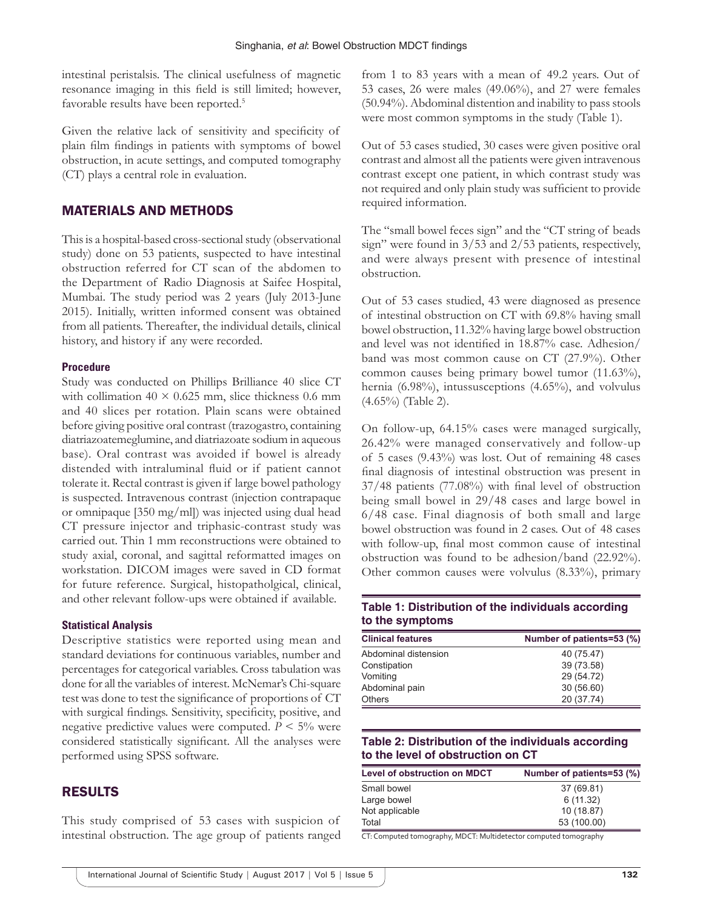intestinal peristalsis. The clinical usefulness of magnetic resonance imaging in this field is still limited; however, favorable results have been reported.[5]

Given the relative lack of sensitivity and specificity of plain film findings in patients with symptoms of bowel obstruction, in acute settings, and computed tomography (CT) plays a central role in evaluation.

## MATERIALS AND METHODS

This is a hospital-based cross-sectional study (observational study) done on 53 patients, suspected to have intestinal obstruction referred for CT scan of the abdomen to the Department of Radio Diagnosis at Saifee Hospital, Mumbai. The study period was 2 years (July 2013-June 2015). Initially, written informed consent was obtained from all patients. Thereafter, the individual details, clinical history, and history if any were recorded.

### Procedure

Study was conducted on Phillips Brilliance 40 slice CT with collimation 40 × 0.625 mm, slice thickness 0.6 mm and 40 slices per rotation. Plain scans were obtained before giving positive oral contrast (trazogastro, containing diatriazoatemeglumine, and diatriazoate sodium in aqueous base). Oral contrast was avoided if bowel is already distended with intraluminal fluid or if patient cannot tolerate it. Rectal contrast is given if large bowel pathology is suspected. Intravenous contrast (injection contrapaque or omnipaque [350 mg/ml]) was injected using dual head CT pressure injector and triphasic-contrast study was carried out. Thin 1 mm reconstructions were obtained to study axial, coronal, and sagittal reformatted images on workstation. DICOM images were saved in CD format for future reference. Surgical, histopatholgical, clinical, and other relevant follow-ups were obtained if available.

### Statistical Analysis

Descriptive statistics were reported using mean and standard deviations for continuous variables, number and percentages for categorical variables. Cross tabulation was done for all the variables of interest. McNemar's Chi-square test was done to test the significance of proportions of CT with surgical findings. Sensitivity, specificity, positive, and negative predictive values were computed. $P < 5\%$ were considered statistically significant. All the analyses were performed using SPSS software.

## RESULTS

This study comprised of 53 cases with suspicion of intestinal obstruction. The age group of patients ranged from 1 to 83 years with a mean of 49.2 years. Out of 53 cases, 26 were males (49.06%), and 27 were females (50.94%). Abdominal distention and inability to pass stools were most common symptoms in the study (Table 1).

Out of 53 cases studied, 30 cases were given positive oral contrast and almost all the patients were given intravenous contrast except one patient, in which contrast study was not required and only plain study was sufficient to provide required information.

The "small bowel feces sign" and the "CT string of beads sign" were found in 3/53 and 2/53 patients, respectively, and were always present with presence of intestinal obstruction.

Out of 53 cases studied, 43 were diagnosed as presence of intestinal obstruction on CT with 69.8% having small bowel obstruction, 11.32% having large bowel obstruction and level was not identified in 18.87% case. Adhesion/band was most common cause on CT (27.9%). Other common causes being primary bowel tumor (11.63%), hernia (6.98%), intussusceptions (4.65%), and volvulus (4.65%) (Table 2).

On follow-up, 64.15% cases were managed surgically, 26.42% were managed conservatively and follow-up of 5 cases (9.43%) was lost. Out of remaining 48 cases final diagnosis of intestinal obstruction was present in 37/48 patients (77.08%) with final level of obstruction being small bowel in 29/48 cases and large bowel in 6/48 case. Final diagnosis of both small and large bowel obstruction was found in 2 cases. Out of 48 cases with follow-up, final most common cause of intestinal obstruction was found to be adhesion/band (22.92%). Other common causes were volvulus (8.33%), primary

**Table 1: Distribution of the individuals according to the symptoms**

| Clinical features | Number of patients=53 (%) |
|---|---|
| Abdominal distension | 40 (75.47) |
| Constipation | 39 (73.58) |
| Vomiting | 29 (54.72) |
| Abdominal pain | 30 (56.60) |
| Others | 20 (37.74) |

**Table 2: Distribution of the individuals according to the level of obstruction on CT**

| Level of obstruction on MDCT | Number of patients=53 (%) |
|---|---|
| Small bowel | 37 (69.81) |
| Large bowel | 6 (11.32) |
| Not applicable | 10 (18.87) |
| Total | 53 (100.00) |

CT: Computed tomography, MDCT: Multidetector computed tomography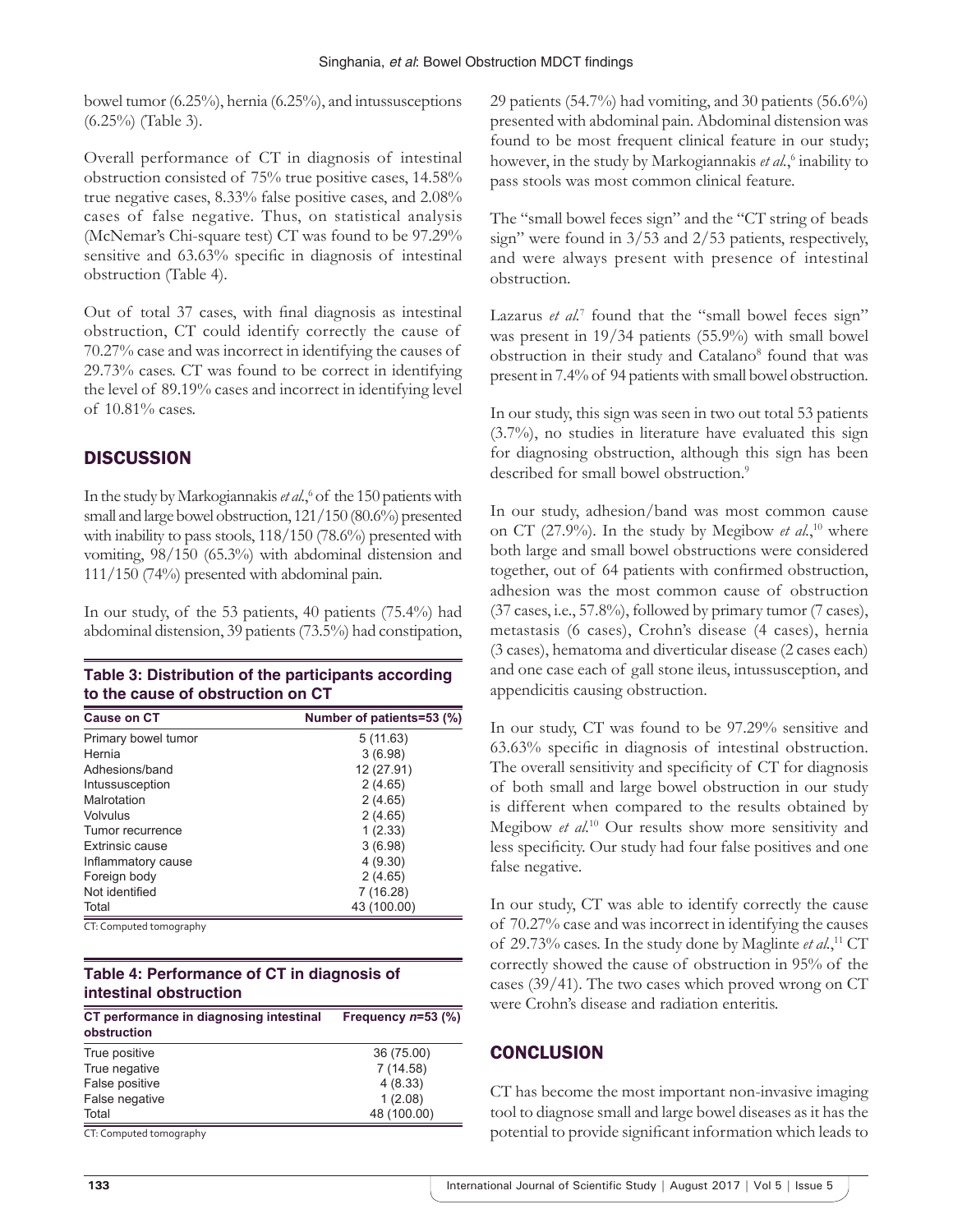bowel tumor (6.25%), hernia (6.25%), and intussusceptions (6.25%) (Table 3).

Overall performance of CT in diagnosis of intestinal obstruction consisted of 75% true positive cases, 14.58% true negative cases, 8.33% false positive cases, and 2.08% cases of false negative. Thus, on statistical analysis (McNemar's Chi-square test) CT was found to be 97.29% sensitive and 63.63% specific in diagnosis of intestinal obstruction (Table 4).

Out of total 37 cases, with final diagnosis as intestinal obstruction, CT could identify correctly the cause of 70.27% case and was incorrect in identifying the causes of 29.73% cases. CT was found to be correct in identifying the level of 89.19% cases and incorrect in identifying level of 10.81% cases.

## DISCUSSION

In the study by Markogiannakis *et al.*,[6] of the 150 patients with small and large bowel obstruction, 121/150 (80.6%) presented with inability to pass stools, 118/150 (78.6%) presented with vomiting, 98/150 (65.3%) with abdominal distension and 111/150 (74%) presented with abdominal pain.

In our study, of the 53 patients, 40 patients (75.4%) had abdominal distension, 39 patients (73.5%) had constipation, 29 patients (54.7%) had vomiting, and 30 patients (56.6%) presented with abdominal pain. Abdominal distension was found to be most frequent clinical feature in our study; however, in the study by Markogiannakis *et al.*,[6] inability to pass stools was most common clinical feature.

The "small bowel feces sign" and the "CT string of beads sign" were found in 3/53 and 2/53 patients, respectively, and were always present with presence of intestinal obstruction.

Lazarus *et al.*[7] found that the "small bowel feces sign" was present in 19/34 patients (55.9%) with small bowel obstruction in their study and Catalano[8] found that was present in 7.4% of 94 patients with small bowel obstruction.

In our study, this sign was seen in two out total 53 patients (3.7%), no studies in literature have evaluated this sign for diagnosing obstruction, although this sign has been described for small bowel obstruction.[9]

In our study, adhesion/band was most common cause on CT (27.9%). In the study by Megibow *et al.*,[10] where both large and small bowel obstructions were considered together, out of 64 patients with confirmed obstruction, adhesion was the most common cause of obstruction (37 cases, i.e., 57.8%), followed by primary tumor (7 cases), metastasis (6 cases), Crohn's disease (4 cases), hernia (3 cases), hematoma and diverticular disease (2 cases each) and one case each of gall stone ileus, intussusception, and appendicitis causing obstruction.

In our study, CT was found to be 97.29% sensitive and 63.63% specific in diagnosis of intestinal obstruction. The overall sensitivity and specificity of CT for diagnosis of both small and large bowel obstruction in our study is different when compared to the results obtained by Megibow *et al.*[10] Our results show more sensitivity and less specificity. Our study had four false positives and one false negative.

In our study, CT was able to identify correctly the cause of 70.27% case and was incorrect in identifying the causes of 29.73% cases. In the study done by Maglinte *et al.*,[11] CT correctly showed the cause of obstruction in 95% of the cases (39/41). The two cases which proved wrong on CT were Crohn's disease and radiation enteritis.

**Table 3: Distribution of the participants according to the cause of obstruction on CT**

| Cause on CT | Number of patients=53 (%) |
|---|---|
| Primary bowel tumor | 5 (11.63) |
| Hernia | 3 (6.98) |
| Adhesions/band | 12 (27.91) |
| Intussusception | 2 (4.65) |
| Malrotation | 2 (4.65) |
| Volvulus | 2 (4.65) |
| Tumor recurrence | 1 (2.33) |
| Extrinsic cause | 3 (6.98) |
| Inflammatory cause | 4 (9.30) |
| Foreign body | 2 (4.65) |
| Not identified | 7 (16.28) |
| Total | 43 (100.00) |

CT: Computed tomography

**Table 4: Performance of CT in diagnosis of intestinal obstruction**

| CT performance in diagnosing intestinal obstruction | Frequency *n*=53 (%) |
|---|---|
| True positive | 36 (75.00) |
| True negative | 7 (14.58) |
| False positive | 4 (8.33) |
| False negative | 1 (2.08) |
| Total | 48 (100.00) |

CT: Computed tomography

## CONCLUSION

CT has become the most important non-invasive imaging tool to diagnose small and large bowel diseases as it has the potential to provide significant information which leads to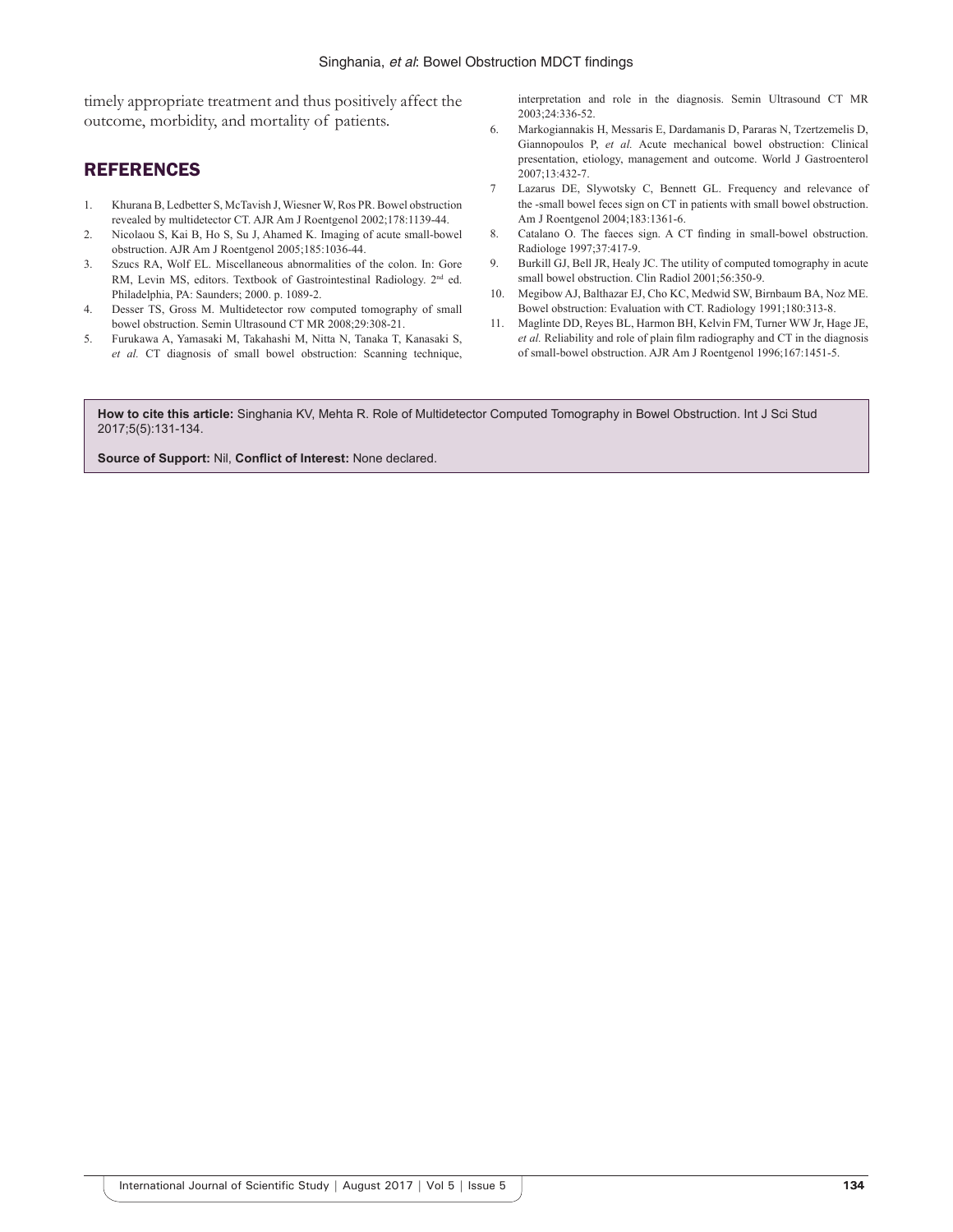timely appropriate treatment and thus positively affect the outcome, morbidity, and mortality of patients.

## REFERENCES

1. Khurana B, Ledbetter S, McTavish J, Wiesner W, Ros PR. Bowel obstruction revealed by multidetector CT. AJR Am J Roentgenol 2002;178:1139-44.
2. Nicolaou S, Kai B, Ho S, Su J, Ahamed K. Imaging of acute small-bowel obstruction. AJR Am J Roentgenol 2005;185:1036-44.
3. Szucs RA, Wolf EL. Miscellaneous abnormalities of the colon. In: Gore RM, Levin MS, editors. Textbook of Gastrointestinal Radiology. 2nd ed. Philadelphia, PA: Saunders; 2000. p. 1089-2.
4. Desser TS, Gross M. Multidetector row computed tomography of small bowel obstruction. Semin Ultrasound CT MR 2008;29:308-21.
5. Furukawa A, Yamasaki M, Takahashi M, Nitta N, Tanaka T, Kanasaki S, *et al.* CT diagnosis of small bowel obstruction: Scanning technique, interpretation and role in the diagnosis. Semin Ultrasound CT MR 2003;24:336-52.
6. Markogiannakis H, Messaris E, Dardamanis D, Pararas N, Tzertzemelis D, Giannopoulos P, *et al.* Acute mechanical bowel obstruction: Clinical presentation, etiology, management and outcome. World J Gastroenterol 2007;13:432-7.
7. Lazarus DE, Slywotsky C, Bennett GL. Frequency and relevance of the -small bowel feces sign on CT in patients with small bowel obstruction. Am J Roentgenol 2004;183:1361-6.
8. Catalano O. The faeces sign. A CT finding in small-bowel obstruction. Radiologe 1997;37:417-9.
9. Burkill GJ, Bell JR, Healy JC. The utility of computed tomography in acute small bowel obstruction. Clin Radiol 2001;56:350-9.
10. Megibow AJ, Balthazar EJ, Cho KC, Medwid SW, Birnbaum BA, Noz ME. Bowel obstruction: Evaluation with CT. Radiology 1991;180:313-8.
11. Maglinte DD, Reyes BL, Harmon BH, Kelvin FM, Turner WW Jr, Hage JE, *et al.* Reliability and role of plain film radiography and CT in the diagnosis of small-bowel obstruction. AJR Am J Roentgenol 1996;167:1451-5.

**How to cite this article:** Singhania KV, Mehta R. Role of Multidetector Computed Tomography in Bowel Obstruction. Int J Sci Stud 2017;5(5):131-134.

**Source of Support:** Nil, **Conflict of Interest:** None declared.